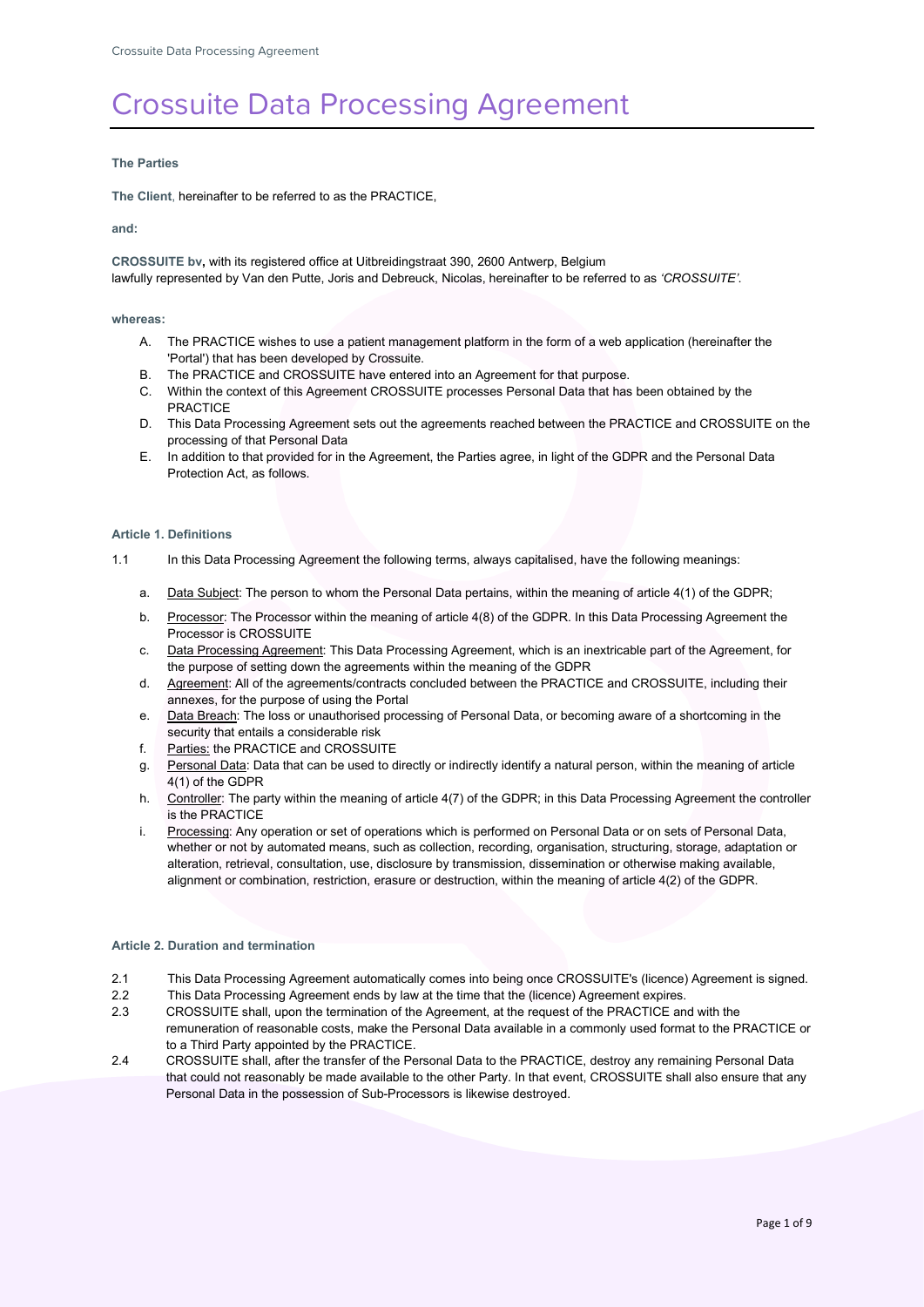# Crossuite Data Processing Agreement

**The Parties**

**The Client**, hereinafter to be referred to as the PRACTICE,

**and:**

**CROSSUITE bv,** with its registered office at Uitbreidingstraat 390, 2600 Antwerp, Belgium
lawfully represented by Van den Putte, Joris and Debreuck, Nicolas, hereinafter to be referred to as *'CROSSUITE'*.

**whereas:**

A. The PRACTICE wishes to use a patient management platform in the form of a web application (hereinafter the 'Portal') that has been developed by Crossuite.
B. The PRACTICE and CROSSUITE have entered into an Agreement for that purpose.
C. Within the context of this Agreement CROSSUITE processes Personal Data that has been obtained by the PRACTICE
D. This Data Processing Agreement sets out the agreements reached between the PRACTICE and CROSSUITE on the processing of that Personal Data
E. In addition to that provided for in the Agreement, the Parties agree, in light of the GDPR and the Personal Data Protection Act, as follows.

**Article 1. Definitions**

1.1 In this Data Processing Agreement the following terms, always capitalised, have the following meanings:

a. Data Subject: The person to whom the Personal Data pertains, within the meaning of article 4(1) of the GDPR;
b. Processor: The Processor within the meaning of article 4(8) of the GDPR. In this Data Processing Agreement the Processor is CROSSUITE
c. Data Processing Agreement: This Data Processing Agreement, which is an inextricable part of the Agreement, for the purpose of setting down the agreements within the meaning of the GDPR
d. Agreement: All of the agreements/contracts concluded between the PRACTICE and CROSSUITE, including their annexes, for the purpose of using the Portal
e. Data Breach: The loss or unauthorised processing of Personal Data, or becoming aware of a shortcoming in the security that entails a considerable risk
f. Parties: the PRACTICE and CROSSUITE
g. Personal Data: Data that can be used to directly or indirectly identify a natural person, within the meaning of article 4(1) of the GDPR
h. Controller: The party within the meaning of article 4(7) of the GDPR; in this Data Processing Agreement the controller is the PRACTICE
i. Processing: Any operation or set of operations which is performed on Personal Data or on sets of Personal Data, whether or not by automated means, such as collection, recording, organisation, structuring, storage, adaptation or alteration, retrieval, consultation, use, disclosure by transmission, dissemination or otherwise making available, alignment or combination, restriction, erasure or destruction, within the meaning of article 4(2) of the GDPR.

**Article 2. Duration and termination**

2.1 This Data Processing Agreement automatically comes into being once CROSSUITE's (licence) Agreement is signed.
2.2 This Data Processing Agreement ends by law at the time that the (licence) Agreement expires.
2.3 CROSSUITE shall, upon the termination of the Agreement, at the request of the PRACTICE and with the remuneration of reasonable costs, make the Personal Data available in a commonly used format to the PRACTICE or to a Third Party appointed by the PRACTICE.
2.4 CROSSUITE shall, after the transfer of the Personal Data to the PRACTICE, destroy any remaining Personal Data that could not reasonably be made available to the other Party. In that event, CROSSUITE shall also ensure that any Personal Data in the possession of Sub-Processors is likewise destroyed.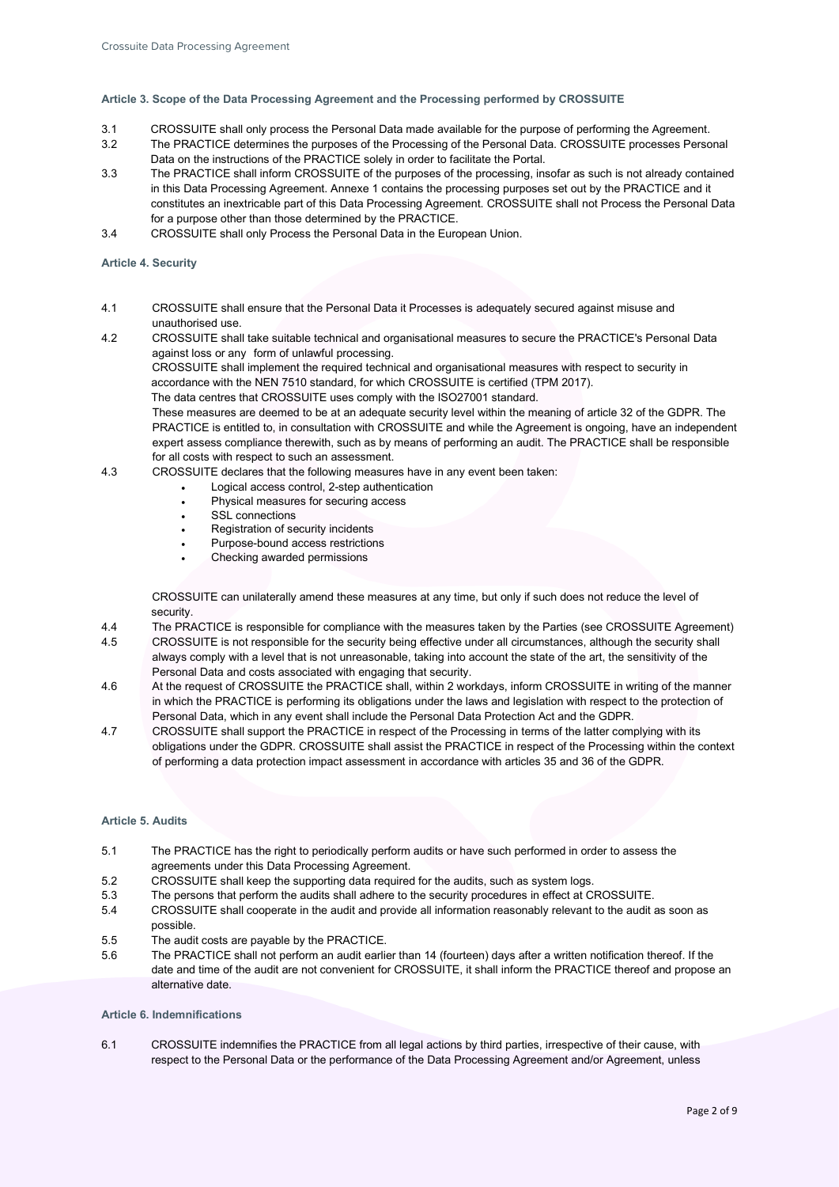### Article 3. Scope of the Data Processing Agreement and the Processing performed by CROSSUITE

3.1 CROSSUITE shall only process the Personal Data made available for the purpose of performing the Agreement.

3.2 The PRACTICE determines the purposes of the Processing of the Personal Data. CROSSUITE processes Personal Data on the instructions of the PRACTICE solely in order to facilitate the Portal.

3.3 The PRACTICE shall inform CROSSUITE of the purposes of the processing, insofar as such is not already contained in this Data Processing Agreement. Annexe 1 contains the processing purposes set out by the PRACTICE and it constitutes an inextricable part of this Data Processing Agreement. CROSSUITE shall not Process the Personal Data for a purpose other than those determined by the PRACTICE.

3.4 CROSSUITE shall only Process the Personal Data in the European Union.

### Article 4. Security

4.1 CROSSUITE shall ensure that the Personal Data it Processes is adequately secured against misuse and unauthorised use.

4.2 CROSSUITE shall take suitable technical and organisational measures to secure the PRACTICE's Personal Data against loss or any form of unlawful processing.
CROSSUITE shall implement the required technical and organisational measures with respect to security in accordance with the NEN 7510 standard, for which CROSSUITE is certified (TPM 2017).
The data centres that CROSSUITE uses comply with the ISO27001 standard.
These measures are deemed to be at an adequate security level within the meaning of article 32 of the GDPR. The PRACTICE is entitled to, in consultation with CROSSUITE and while the Agreement is ongoing, have an independent expert assess compliance therewith, such as by means of performing an audit. The PRACTICE shall be responsible for all costs with respect to such an assessment.

4.3 CROSSUITE declares that the following measures have in any event been taken:

- Logical access control, 2-step authentication
- Physical measures for securing access
- SSL connections
- Registration of security incidents
- Purpose-bound access restrictions
- Checking awarded permissions

CROSSUITE can unilaterally amend these measures at any time, but only if such does not reduce the level of security.

4.4 The PRACTICE is responsible for compliance with the measures taken by the Parties (see CROSSUITE Agreement)

4.5 CROSSUITE is not responsible for the security being effective under all circumstances, although the security shall always comply with a level that is not unreasonable, taking into account the state of the art, the sensitivity of the Personal Data and costs associated with engaging that security.

4.6 At the request of CROSSUITE the PRACTICE shall, within 2 workdays, inform CROSSUITE in writing of the manner in which the PRACTICE is performing its obligations under the laws and legislation with respect to the protection of Personal Data, which in any event shall include the Personal Data Protection Act and the GDPR.

4.7 CROSSUITE shall support the PRACTICE in respect of the Processing in terms of the latter complying with its obligations under the GDPR. CROSSUITE shall assist the PRACTICE in respect of the Processing within the context of performing a data protection impact assessment in accordance with articles 35 and 36 of the GDPR.

### Article 5. Audits

5.1 The PRACTICE has the right to periodically perform audits or have such performed in order to assess the agreements under this Data Processing Agreement.

5.2 CROSSUITE shall keep the supporting data required for the audits, such as system logs.

5.3 The persons that perform the audits shall adhere to the security procedures in effect at CROSSUITE.

5.4 CROSSUITE shall cooperate in the audit and provide all information reasonably relevant to the audit as soon as possible.

5.5 The audit costs are payable by the PRACTICE.

5.6 The PRACTICE shall not perform an audit earlier than 14 (fourteen) days after a written notification thereof. If the date and time of the audit are not convenient for CROSSUITE, it shall inform the PRACTICE thereof and propose an alternative date.

### Article 6. Indemnifications

6.1 CROSSUITE indemnifies the PRACTICE from all legal actions by third parties, irrespective of their cause, with respect to the Personal Data or the performance of the Data Processing Agreement and/or Agreement, unless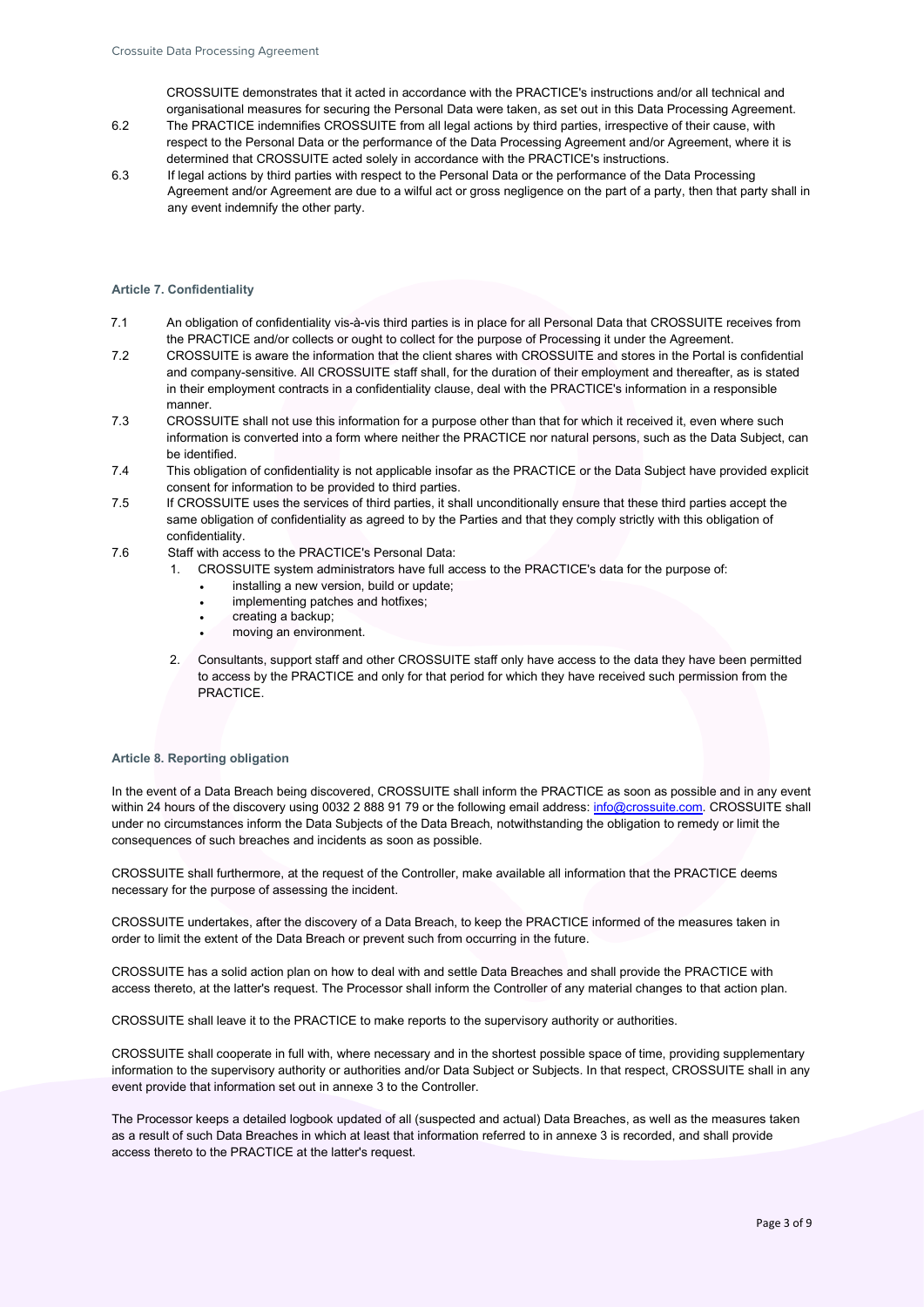CROSSUITE demonstrates that it acted in accordance with the PRACTICE's instructions and/or all technical and organisational measures for securing the Personal Data were taken, as set out in this Data Processing Agreement.

6.2 The PRACTICE indemnifies CROSSUITE from all legal actions by third parties, irrespective of their cause, with respect to the Personal Data or the performance of the Data Processing Agreement and/or Agreement, where it is determined that CROSSUITE acted solely in accordance with the PRACTICE's instructions.

6.3 If legal actions by third parties with respect to the Personal Data or the performance of the Data Processing Agreement and/or Agreement are due to a wilful act or gross negligence on the part of a party, then that party shall in any event indemnify the other party.

#### Article 7. Confidentiality

7.1 An obligation of confidentiality vis-à-vis third parties is in place for all Personal Data that CROSSUITE receives from the PRACTICE and/or collects or ought to collect for the purpose of Processing it under the Agreement.

7.2 CROSSUITE is aware the information that the client shares with CROSSUITE and stores in the Portal is confidential and company-sensitive. All CROSSUITE staff shall, for the duration of their employment and thereafter, as is stated in their employment contracts in a confidentiality clause, deal with the PRACTICE's information in a responsible manner.

7.3 CROSSUITE shall not use this information for a purpose other than that for which it received it, even where such information is converted into a form where neither the PRACTICE nor natural persons, such as the Data Subject, can be identified.

7.4 This obligation of confidentiality is not applicable insofar as the PRACTICE or the Data Subject have provided explicit consent for information to be provided to third parties.

7.5 If CROSSUITE uses the services of third parties, it shall unconditionally ensure that these third parties accept the same obligation of confidentiality as agreed to by the Parties and that they comply strictly with this obligation of confidentiality.

7.6 Staff with access to the PRACTICE's Personal Data:

1. CROSSUITE system administrators have full access to the PRACTICE's data for the purpose of:
   - installing a new version, build or update;
   - implementing patches and hotfixes;
   - creating a backup;
   - moving an environment.
2. Consultants, support staff and other CROSSUITE staff only have access to the data they have been permitted to access by the PRACTICE and only for that period for which they have received such permission from the PRACTICE.

#### Article 8. Reporting obligation

In the event of a Data Breach being discovered, CROSSUITE shall inform the PRACTICE as soon as possible and in any event within 24 hours of the discovery using 0032 2 888 91 79 or the following email address: info@crossuite.com. CROSSUITE shall under no circumstances inform the Data Subjects of the Data Breach, notwithstanding the obligation to remedy or limit the consequences of such breaches and incidents as soon as possible.

CROSSUITE shall furthermore, at the request of the Controller, make available all information that the PRACTICE deems necessary for the purpose of assessing the incident.

CROSSUITE undertakes, after the discovery of a Data Breach, to keep the PRACTICE informed of the measures taken in order to limit the extent of the Data Breach or prevent such from occurring in the future.

CROSSUITE has a solid action plan on how to deal with and settle Data Breaches and shall provide the PRACTICE with access thereto, at the latter's request. The Processor shall inform the Controller of any material changes to that action plan.

CROSSUITE shall leave it to the PRACTICE to make reports to the supervisory authority or authorities.

CROSSUITE shall cooperate in full with, where necessary and in the shortest possible space of time, providing supplementary information to the supervisory authority or authorities and/or Data Subject or Subjects. In that respect, CROSSUITE shall in any event provide that information set out in annexe 3 to the Controller.

The Processor keeps a detailed logbook updated of all (suspected and actual) Data Breaches, as well as the measures taken as a result of such Data Breaches in which at least that information referred to in annexe 3 is recorded, and shall provide access thereto to the PRACTICE at the latter's request.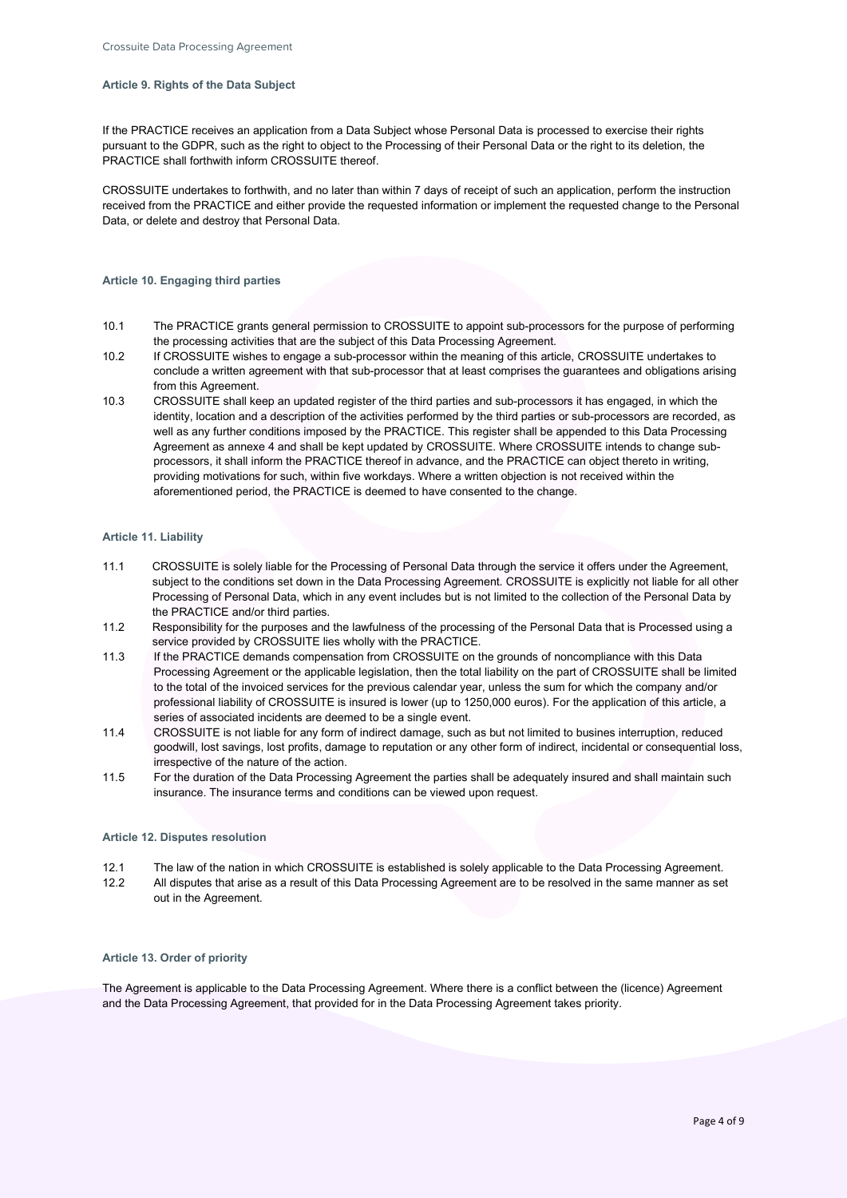### Article 9. Rights of the Data Subject

If the PRACTICE receives an application from a Data Subject whose Personal Data is processed to exercise their rights pursuant to the GDPR, such as the right to object to the Processing of their Personal Data or the right to its deletion, the PRACTICE shall forthwith inform CROSSUITE thereof.

CROSSUITE undertakes to forthwith, and no later than within 7 days of receipt of such an application, perform the instruction received from the PRACTICE and either provide the requested information or implement the requested change to the Personal Data, or delete and destroy that Personal Data.

### Article 10. Engaging third parties

10.1 The PRACTICE grants general permission to CROSSUITE to appoint sub-processors for the purpose of performing the processing activities that are the subject of this Data Processing Agreement.

10.2 If CROSSUITE wishes to engage a sub-processor within the meaning of this article, CROSSUITE undertakes to conclude a written agreement with that sub-processor that at least comprises the guarantees and obligations arising from this Agreement.

10.3 CROSSUITE shall keep an updated register of the third parties and sub-processors it has engaged, in which the identity, location and a description of the activities performed by the third parties or sub-processors are recorded, as well as any further conditions imposed by the PRACTICE. This register shall be appended to this Data Processing Agreement as annexe 4 and shall be kept updated by CROSSUITE. Where CROSSUITE intends to change sub-processors, it shall inform the PRACTICE thereof in advance, and the PRACTICE can object thereto in writing, providing motivations for such, within five workdays. Where a written objection is not received within the aforementioned period, the PRACTICE is deemed to have consented to the change.

### Article 11. Liability

11.1 CROSSUITE is solely liable for the Processing of Personal Data through the service it offers under the Agreement, subject to the conditions set down in the Data Processing Agreement. CROSSUITE is explicitly not liable for all other Processing of Personal Data, which in any event includes but is not limited to the collection of the Personal Data by the PRACTICE and/or third parties.

11.2 Responsibility for the purposes and the lawfulness of the processing of the Personal Data that is Processed using a service provided by CROSSUITE lies wholly with the PRACTICE.

11.3 If the PRACTICE demands compensation from CROSSUITE on the grounds of noncompliance with this Data Processing Agreement or the applicable legislation, then the total liability on the part of CROSSUITE shall be limited to the total of the invoiced services for the previous calendar year, unless the sum for which the company and/or professional liability of CROSSUITE is insured is lower (up to 1250,000 euros). For the application of this article, a series of associated incidents are deemed to be a single event.

11.4 CROSSUITE is not liable for any form of indirect damage, such as but not limited to busines interruption, reduced goodwill, lost savings, lost profits, damage to reputation or any other form of indirect, incidental or consequential loss, irrespective of the nature of the action.

11.5 For the duration of the Data Processing Agreement the parties shall be adequately insured and shall maintain such insurance. The insurance terms and conditions can be viewed upon request.

### Article 12. Disputes resolution

12.1 The law of the nation in which CROSSUITE is established is solely applicable to the Data Processing Agreement.

12.2 All disputes that arise as a result of this Data Processing Agreement are to be resolved in the same manner as set out in the Agreement.

### Article 13. Order of priority

The Agreement is applicable to the Data Processing Agreement. Where there is a conflict between the (licence) Agreement and the Data Processing Agreement, that provided for in the Data Processing Agreement takes priority.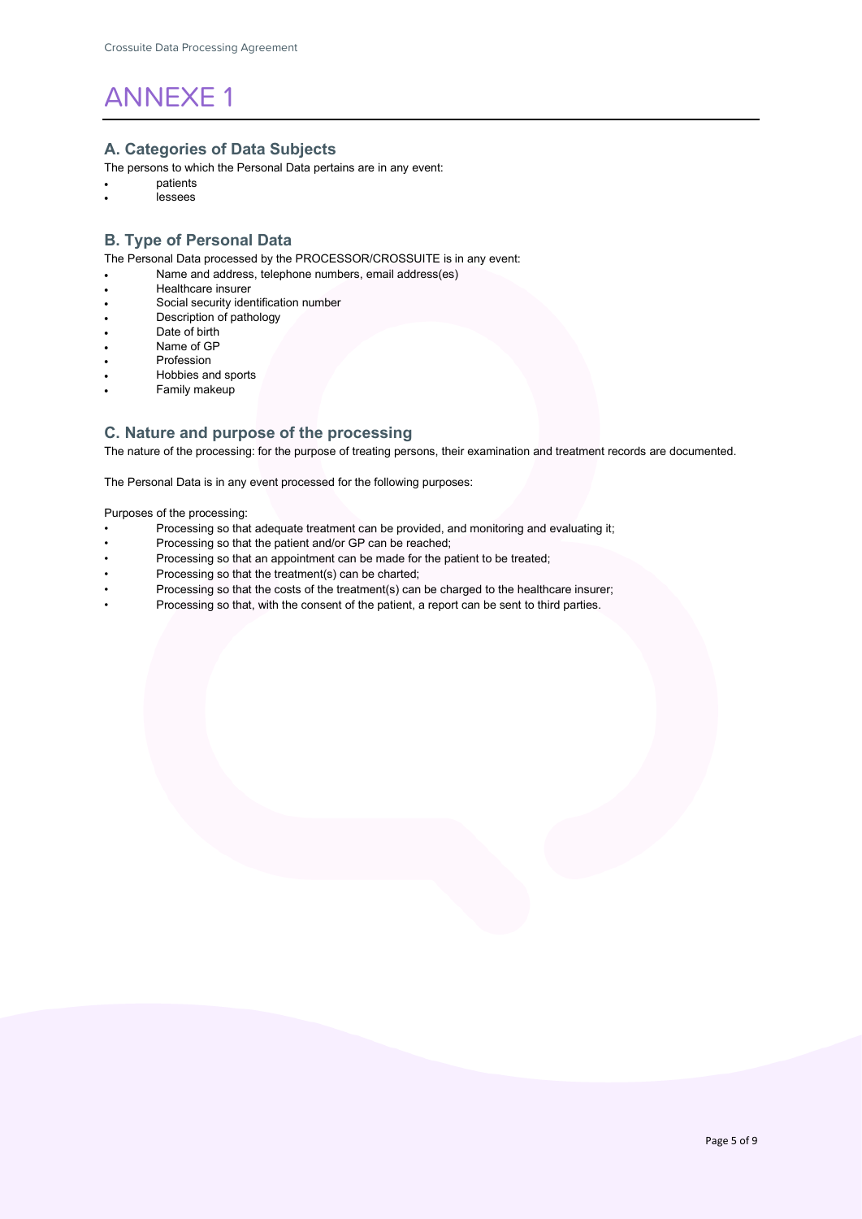# ANNEXE 1

## A. Categories of Data Subjects

The persons to which the Personal Data pertains are in any event:

- patients
- lessees

## B. Type of Personal Data

The Personal Data processed by the PROCESSOR/CROSSUITE is in any event:

- Name and address, telephone numbers, email address(es)
- Healthcare insurer
- Social security identification number
- Description of pathology
- Date of birth
- Name of GP
- Profession
- Hobbies and sports
- Family makeup

## C. Nature and purpose of the processing

The nature of the processing: for the purpose of treating persons, their examination and treatment records are documented.

The Personal Data is in any event processed for the following purposes:

Purposes of the processing:

- Processing so that adequate treatment can be provided, and monitoring and evaluating it;
- Processing so that the patient and/or GP can be reached;
- Processing so that an appointment can be made for the patient to be treated;
- Processing so that the treatment(s) can be charted;
- Processing so that the costs of the treatment(s) can be charged to the healthcare insurer;
- Processing so that, with the consent of the patient, a report can be sent to third parties.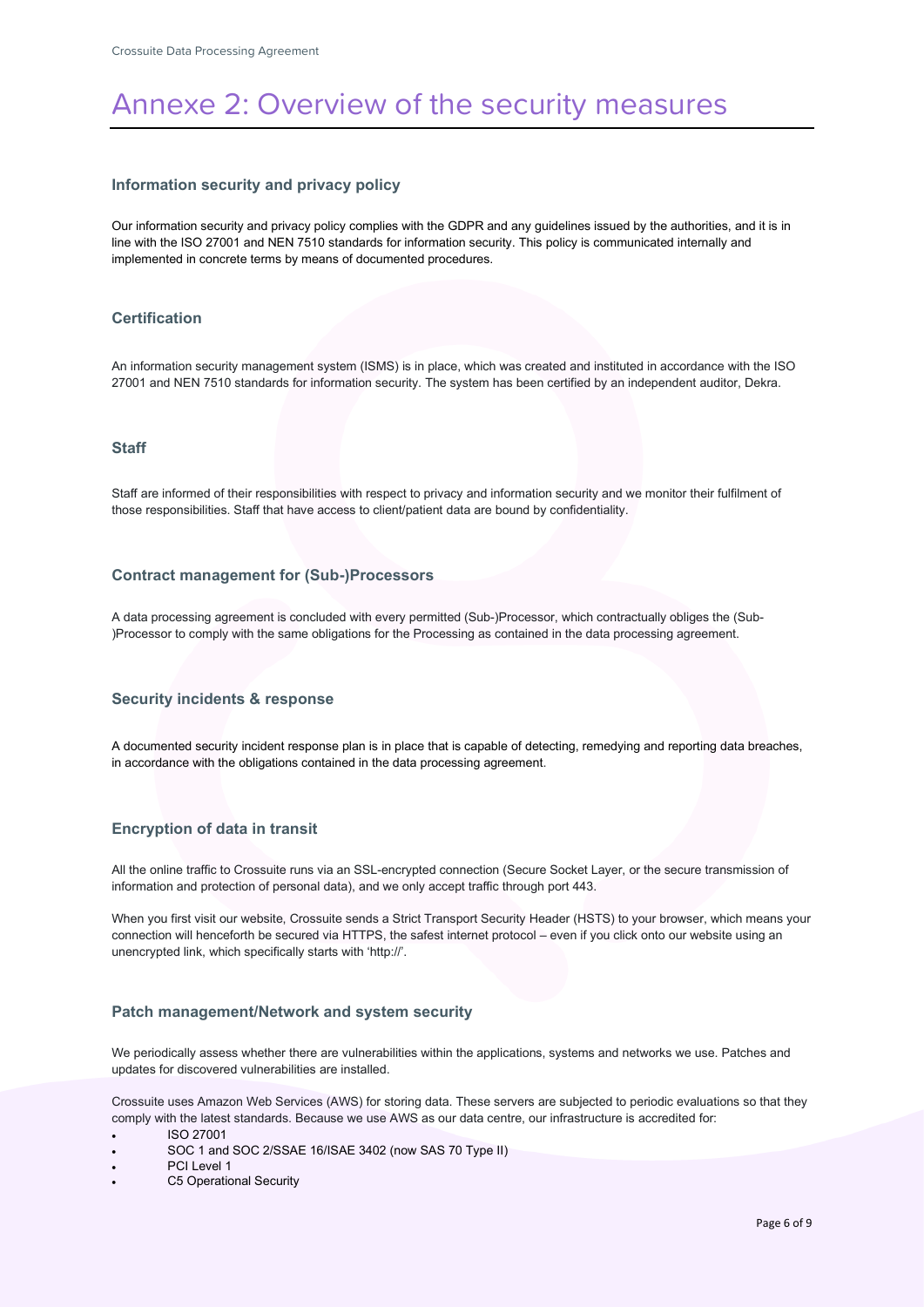# Annexe 2: Overview of the security measures

### Information security and privacy policy

Our information security and privacy policy complies with the GDPR and any guidelines issued by the authorities, and it is in line with the ISO 27001 and NEN 7510 standards for information security. This policy is communicated internally and implemented in concrete terms by means of documented procedures.

### Certification

An information security management system (ISMS) is in place, which was created and instituted in accordance with the ISO 27001 and NEN 7510 standards for information security. The system has been certified by an independent auditor, Dekra.

### Staff

Staff are informed of their responsibilities with respect to privacy and information security and we monitor their fulfilment of those responsibilities. Staff that have access to client/patient data are bound by confidentiality.

### Contract management for (Sub-)Processors

A data processing agreement is concluded with every permitted (Sub-)Processor, which contractually obliges the (Sub-)Processor to comply with the same obligations for the Processing as contained in the data processing agreement.

### Security incidents & response

A documented security incident response plan is in place that is capable of detecting, remedying and reporting data breaches, in accordance with the obligations contained in the data processing agreement.

### Encryption of data in transit

All the online traffic to Crossuite runs via an SSL-encrypted connection (Secure Socket Layer, or the secure transmission of information and protection of personal data), and we only accept traffic through port 443.

When you first visit our website, Crossuite sends a Strict Transport Security Header (HSTS) to your browser, which means your connection will henceforth be secured via HTTPS, the safest internet protocol – even if you click onto our website using an unencrypted link, which specifically starts with 'http://'.

### Patch management/Network and system security

We periodically assess whether there are vulnerabilities within the applications, systems and networks we use. Patches and updates for discovered vulnerabilities are installed.

Crossuite uses Amazon Web Services (AWS) for storing data. These servers are subjected to periodic evaluations so that they comply with the latest standards. Because we use AWS as our data centre, our infrastructure is accredited for:

- ISO 27001
- SOC 1 and SOC 2/SSAE 16/ISAE 3402 (now SAS 70 Type II)
- PCI Level 1
- C5 Operational Security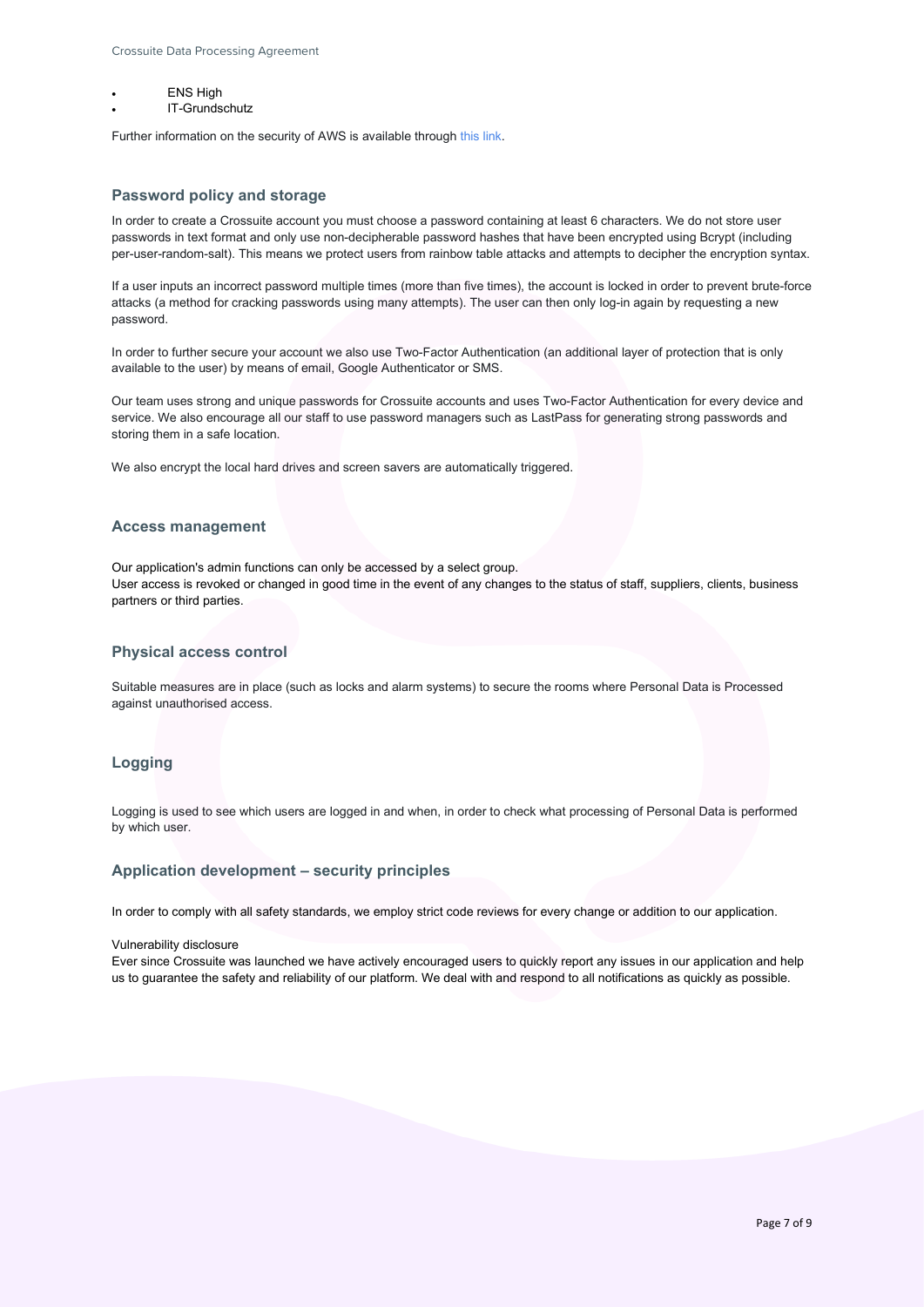- ENS High
- IT-Grundschutz

Further information on the security of AWS is available through this link.

## Password policy and storage

In order to create a Crossuite account you must choose a password containing at least 6 characters. We do not store user passwords in text format and only use non-decipherable password hashes that have been encrypted using Bcrypt (including per-user-random-salt). This means we protect users from rainbow table attacks and attempts to decipher the encryption syntax.

If a user inputs an incorrect password multiple times (more than five times), the account is locked in order to prevent brute-force attacks (a method for cracking passwords using many attempts). The user can then only log-in again by requesting a new password.

In order to further secure your account we also use Two-Factor Authentication (an additional layer of protection that is only available to the user) by means of email, Google Authenticator or SMS.

Our team uses strong and unique passwords for Crossuite accounts and uses Two-Factor Authentication for every device and service. We also encourage all our staff to use password managers such as LastPass for generating strong passwords and storing them in a safe location.

We also encrypt the local hard drives and screen savers are automatically triggered.

## Access management

Our application's admin functions can only be accessed by a select group.
User access is revoked or changed in good time in the event of any changes to the status of staff, suppliers, clients, business partners or third parties.

## Physical access control

Suitable measures are in place (such as locks and alarm systems) to secure the rooms where Personal Data is Processed against unauthorised access.

## Logging

Logging is used to see which users are logged in and when, in order to check what processing of Personal Data is performed by which user.

## Application development – security principles

In order to comply with all safety standards, we employ strict code reviews for every change or addition to our application.

Vulnerability disclosure
Ever since Crossuite was launched we have actively encouraged users to quickly report any issues in our application and help us to guarantee the safety and reliability of our platform. We deal with and respond to all notifications as quickly as possible.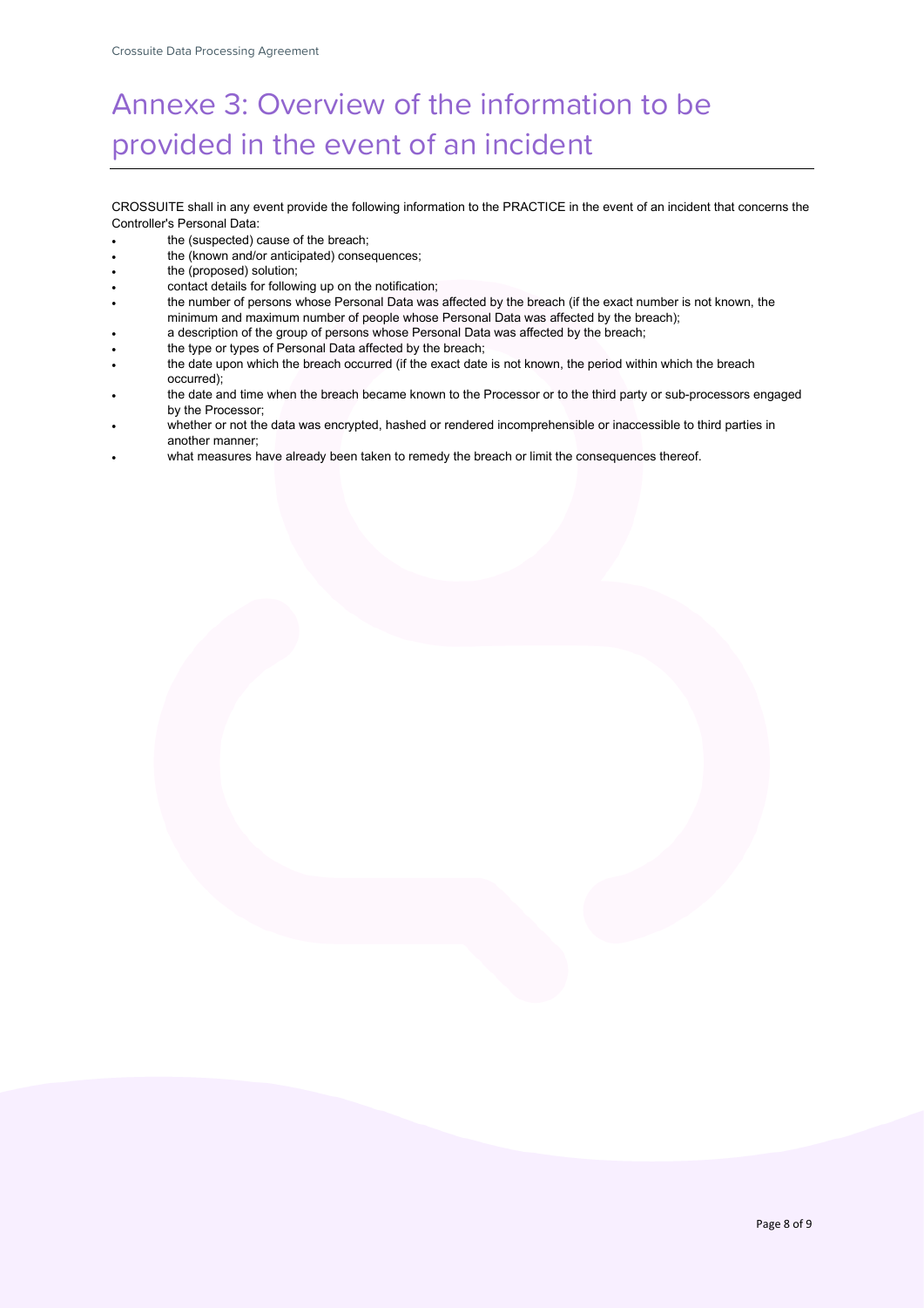# Annexe 3: Overview of the information to be provided in the event of an incident

CROSSUITE shall in any event provide the following information to the PRACTICE in the event of an incident that concerns the Controller's Personal Data:

- the (suspected) cause of the breach;
- the (known and/or anticipated) consequences;
- the (proposed) solution;
- contact details for following up on the notification;
- the number of persons whose Personal Data was affected by the breach (if the exact number is not known, the minimum and maximum number of people whose Personal Data was affected by the breach);
- a description of the group of persons whose Personal Data was affected by the breach;
- the type or types of Personal Data affected by the breach;
- the date upon which the breach occurred (if the exact date is not known, the period within which the breach occurred);
- the date and time when the breach became known to the Processor or to the third party or sub-processors engaged by the Processor;
- whether or not the data was encrypted, hashed or rendered incomprehensible or inaccessible to third parties in another manner;
- what measures have already been taken to remedy the breach or limit the consequences thereof.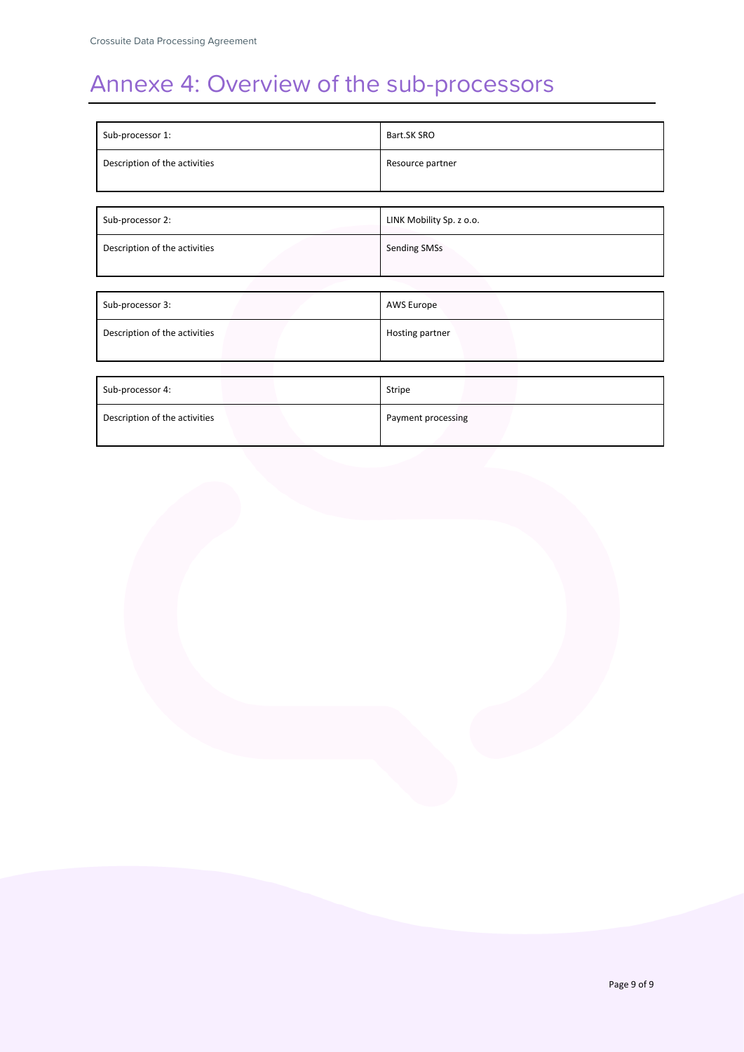# Annexe 4: Overview of the sub-processors

| | |
|---|---|
| Sub-processor 1: | Bart.SK SRO |
| Description of the activities | Resource partner |

| | |
|---|---|
| Sub-processor 2: | LINK Mobility Sp. z o.o. |
| Description of the activities | Sending SMSs |

| | |
|---|---|
| Sub-processor 3: | AWS Europe |
| Description of the activities | Hosting partner |

| | |
|---|---|
| Sub-processor 4: | Stripe |
| Description of the activities | Payment processing |